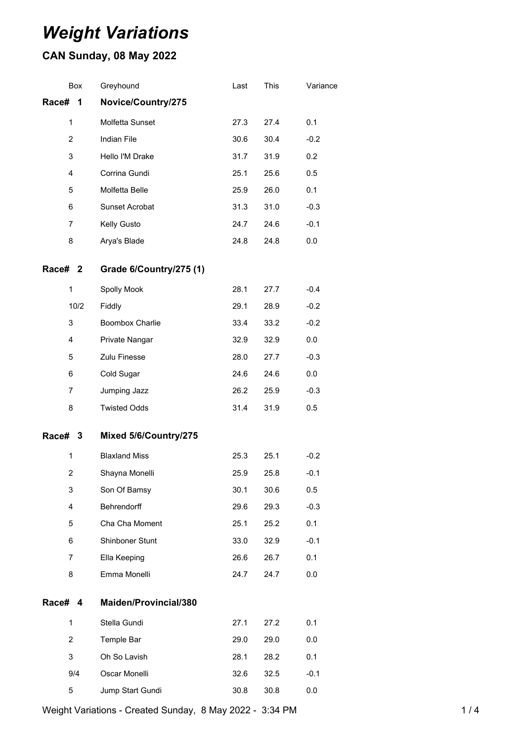# *Weight Variations*

## CAN Sunday, 08 May 2022

| Box | Greyhound | Last | This | Variance |
|---|---|---|---|---|
| **Race# 1** | **Novice/Country/275** | | | |
| 1 | Molfetta Sunset | 27.3 | 27.4 | 0.1 |
| 2 | Indian File | 30.6 | 30.4 | -0.2 |
| 3 | Hello I'M Drake | 31.7 | 31.9 | 0.2 |
| 4 | Corrina Gundi | 25.1 | 25.6 | 0.5 |
| 5 | Molfetta Belle | 25.9 | 26.0 | 0.1 |
| 6 | Sunset Acrobat | 31.3 | 31.0 | -0.3 |
| 7 | Kelly Gusto | 24.7 | 24.6 | -0.1 |
| 8 | Arya's Blade | 24.8 | 24.8 | 0.0 |
| **Race# 2** | **Grade 6/Country/275 (1)** | | | |
| 1 | Spolly Mook | 28.1 | 27.7 | -0.4 |
| 10/2 | Fiddly | 29.1 | 28.9 | -0.2 |
| 3 | Boombox Charlie | 33.4 | 33.2 | -0.2 |
| 4 | Private Nangar | 32.9 | 32.9 | 0.0 |
| 5 | Zulu Finesse | 28.0 | 27.7 | -0.3 |
| 6 | Cold Sugar | 24.6 | 24.6 | 0.0 |
| 7 | Jumping Jazz | 26.2 | 25.9 | -0.3 |
| 8 | Twisted Odds | 31.4 | 31.9 | 0.5 |
| **Race# 3** | **Mixed 5/6/Country/275** | | | |
| 1 | Blaxland Miss | 25.3 | 25.1 | -0.2 |
| 2 | Shayna Monelli | 25.9 | 25.8 | -0.1 |
| 3 | Son Of Bamsy | 30.1 | 30.6 | 0.5 |
| 4 | Behrendorff | 29.6 | 29.3 | -0.3 |
| 5 | Cha Cha Moment | 25.1 | 25.2 | 0.1 |
| 6 | Shinboner Stunt | 33.0 | 32.9 | -0.1 |
| 7 | Ella Keeping | 26.6 | 26.7 | 0.1 |
| 8 | Emma Monelli | 24.7 | 24.7 | 0.0 |
| **Race# 4** | **Maiden/Provincial/380** | | | |
| 1 | Stella Gundi | 27.1 | 27.2 | 0.1 |
| 2 | Temple Bar | 29.0 | 29.0 | 0.0 |
| 3 | Oh So Lavish | 28.1 | 28.2 | 0.1 |
| 9/4 | Oscar Monelli | 32.6 | 32.5 | -0.1 |
| 5 | Jump Start Gundi | 30.8 | 30.8 | 0.0 |

Weight Variations - Created Sunday, 8 May 2022 - 3:34 PM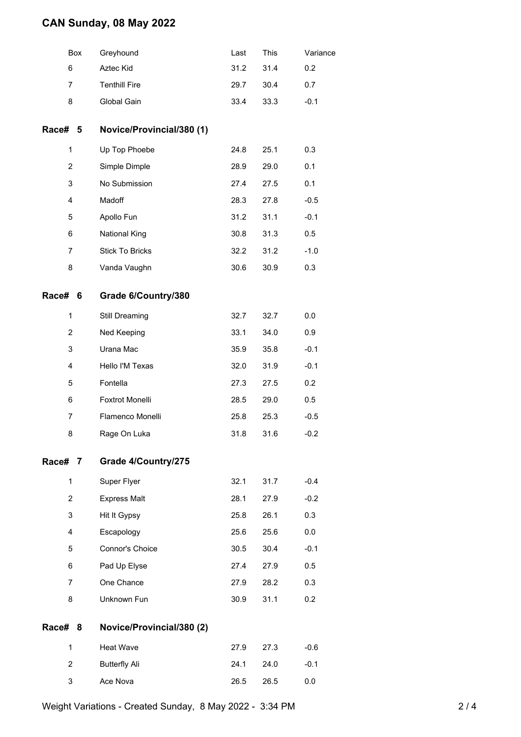# CAN Sunday, 08 May 2022

| Box | Greyhound | Last | This | Variance |
|---|---|---|---|---|
| 6 | Aztec Kid | 31.2 | 31.4 | 0.2 |
| 7 | Tenthill Fire | 29.7 | 30.4 | 0.7 |
| 8 | Global Gain | 33.4 | 33.3 | -0.1 |

## Race# 5 Novice/Provincial/380 (1)

| Box | Greyhound | Last | This | Variance |
|---|---|---|---|---|
| 1 | Up Top Phoebe | 24.8 | 25.1 | 0.3 |
| 2 | Simple Dimple | 28.9 | 29.0 | 0.1 |
| 3 | No Submission | 27.4 | 27.5 | 0.1 |
| 4 | Madoff | 28.3 | 27.8 | -0.5 |
| 5 | Apollo Fun | 31.2 | 31.1 | -0.1 |
| 6 | National King | 30.8 | 31.3 | 0.5 |
| 7 | Stick To Bricks | 32.2 | 31.2 | -1.0 |
| 8 | Vanda Vaughn | 30.6 | 30.9 | 0.3 |

## Race# 6 Grade 6/Country/380

| Box | Greyhound | Last | This | Variance |
|---|---|---|---|---|
| 1 | Still Dreaming | 32.7 | 32.7 | 0.0 |
| 2 | Ned Keeping | 33.1 | 34.0 | 0.9 |
| 3 | Urana Mac | 35.9 | 35.8 | -0.1 |
| 4 | Hello I'M Texas | 32.0 | 31.9 | -0.1 |
| 5 | Fontella | 27.3 | 27.5 | 0.2 |
| 6 | Foxtrot Monelli | 28.5 | 29.0 | 0.5 |
| 7 | Flamenco Monelli | 25.8 | 25.3 | -0.5 |
| 8 | Rage On Luka | 31.8 | 31.6 | -0.2 |

## Race# 7 Grade 4/Country/275

| Box | Greyhound | Last | This | Variance |
|---|---|---|---|---|
| 1 | Super Flyer | 32.1 | 31.7 | -0.4 |
| 2 | Express Malt | 28.1 | 27.9 | -0.2 |
| 3 | Hit It Gypsy | 25.8 | 26.1 | 0.3 |
| 4 | Escapology | 25.6 | 25.6 | 0.0 |
| 5 | Connor's Choice | 30.5 | 30.4 | -0.1 |
| 6 | Pad Up Elyse | 27.4 | 27.9 | 0.5 |
| 7 | One Chance | 27.9 | 28.2 | 0.3 |
| 8 | Unknown Fun | 30.9 | 31.1 | 0.2 |

## Race# 8 Novice/Provincial/380 (2)

| Box | Greyhound | Last | This | Variance |
|---|---|---|---|---|
| 1 | Heat Wave | 27.9 | 27.3 | -0.6 |
| 2 | Butterfly Ali | 24.1 | 24.0 | -0.1 |
| 3 | Ace Nova | 26.5 | 26.5 | 0.0 |

Weight Variations - Created Sunday, 8 May 2022 - 3:34 PM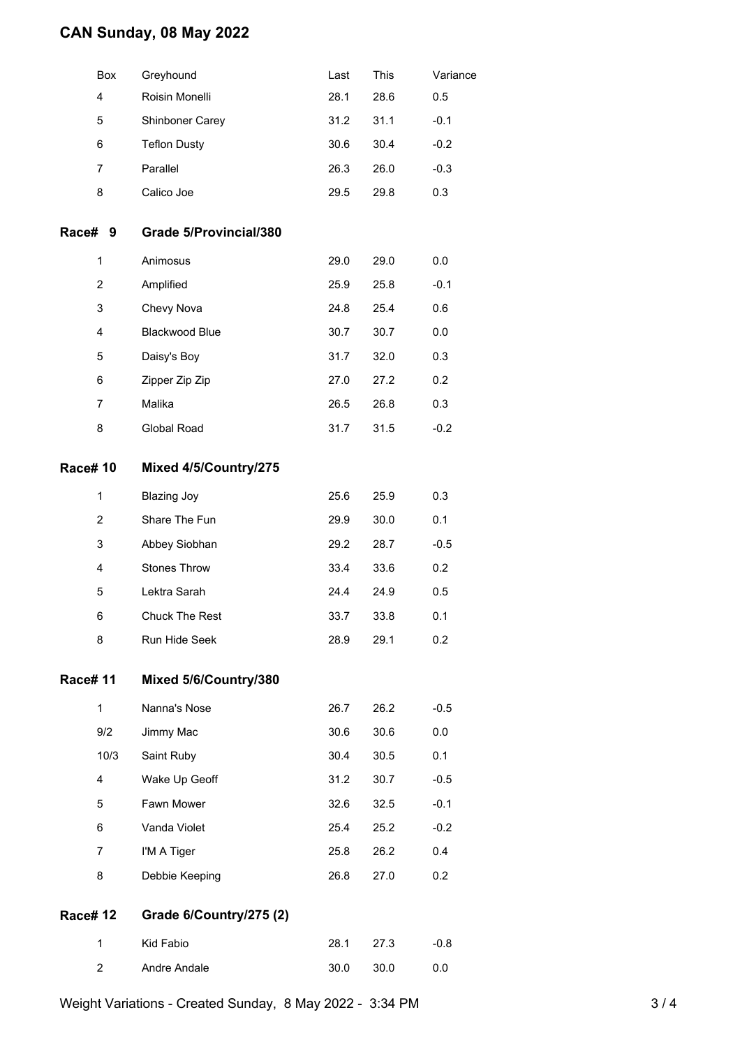# CAN Sunday, 08 May 2022

| Box | Greyhound | Last | This | Variance |
|---|---|---|---|---|
| 4 | Roisin Monelli | 28.1 | 28.6 | 0.5 |
| 5 | Shinboner Carey | 31.2 | 31.1 | -0.1 |
| 6 | Teflon Dusty | 30.6 | 30.4 | -0.2 |
| 7 | Parallel | 26.3 | 26.0 | -0.3 |
| 8 | Calico Joe | 29.5 | 29.8 | 0.3 |

## Race# 9 Grade 5/Provincial/380

| Box | Greyhound | Last | This | Variance |
|---|---|---|---|---|
| 1 | Animosus | 29.0 | 29.0 | 0.0 |
| 2 | Amplified | 25.9 | 25.8 | -0.1 |
| 3 | Chevy Nova | 24.8 | 25.4 | 0.6 |
| 4 | Blackwood Blue | 30.7 | 30.7 | 0.0 |
| 5 | Daisy's Boy | 31.7 | 32.0 | 0.3 |
| 6 | Zipper Zip Zip | 27.0 | 27.2 | 0.2 |
| 7 | Malika | 26.5 | 26.8 | 0.3 |
| 8 | Global Road | 31.7 | 31.5 | -0.2 |

## Race# 10 Mixed 4/5/Country/275

| Box | Greyhound | Last | This | Variance |
|---|---|---|---|---|
| 1 | Blazing Joy | 25.6 | 25.9 | 0.3 |
| 2 | Share The Fun | 29.9 | 30.0 | 0.1 |
| 3 | Abbey Siobhan | 29.2 | 28.7 | -0.5 |
| 4 | Stones Throw | 33.4 | 33.6 | 0.2 |
| 5 | Lektra Sarah | 24.4 | 24.9 | 0.5 |
| 6 | Chuck The Rest | 33.7 | 33.8 | 0.1 |
| 8 | Run Hide Seek | 28.9 | 29.1 | 0.2 |

## Race# 11 Mixed 5/6/Country/380

| Box | Greyhound | Last | This | Variance |
|---|---|---|---|---|
| 1 | Nanna's Nose | 26.7 | 26.2 | -0.5 |
| 9/2 | Jimmy Mac | 30.6 | 30.6 | 0.0 |
| 10/3 | Saint Ruby | 30.4 | 30.5 | 0.1 |
| 4 | Wake Up Geoff | 31.2 | 30.7 | -0.5 |
| 5 | Fawn Mower | 32.6 | 32.5 | -0.1 |
| 6 | Vanda Violet | 25.4 | 25.2 | -0.2 |
| 7 | I'M A Tiger | 25.8 | 26.2 | 0.4 |
| 8 | Debbie Keeping | 26.8 | 27.0 | 0.2 |

## Race# 12 Grade 6/Country/275 (2)

| Box | Greyhound | Last | This | Variance |
|---|---|---|---|---|
| 1 | Kid Fabio | 28.1 | 27.3 | -0.8 |
| 2 | Andre Andale | 30.0 | 30.0 | 0.0 |

Weight Variations - Created Sunday, 8 May 2022 - 3:34 PM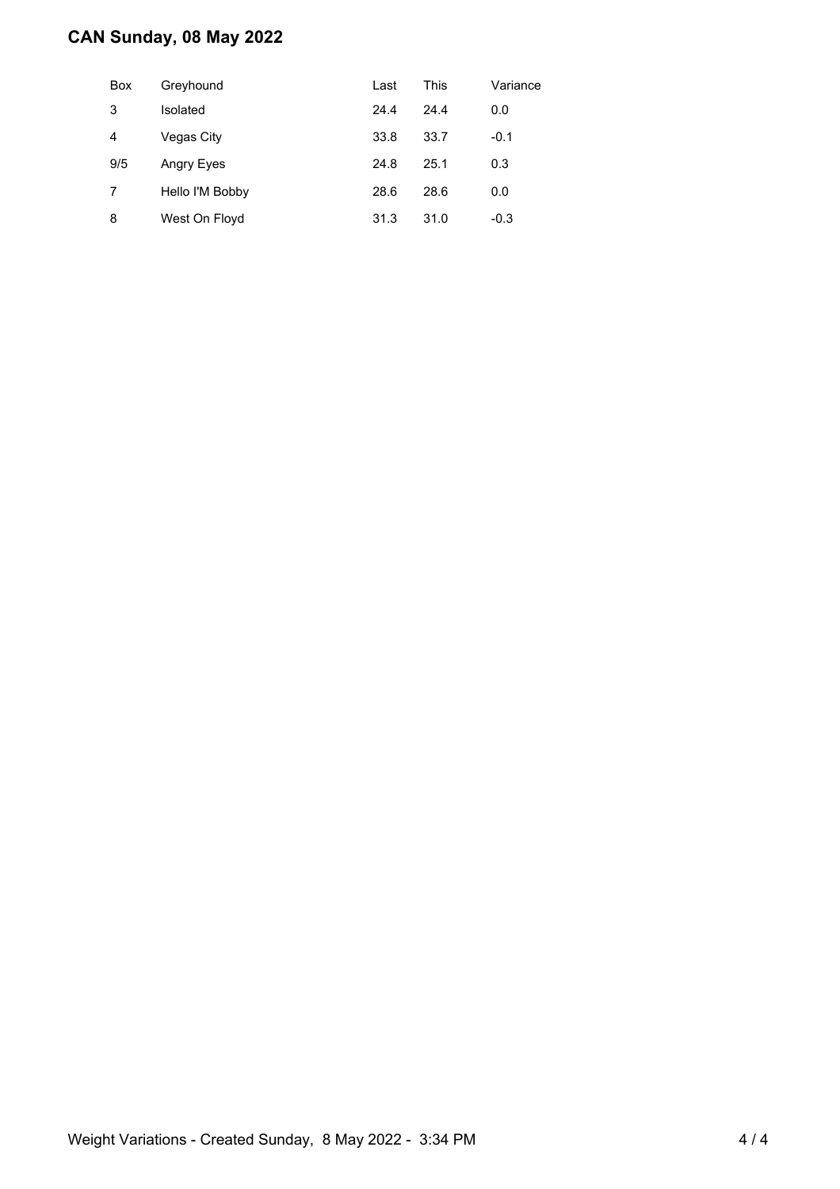# CAN Sunday, 08 May 2022

| Box | Greyhound | Last | This | Variance |
|---|---|---|---|---|
| 3 | Isolated | 24.4 | 24.4 | 0.0 |
| 4 | Vegas City | 33.8 | 33.7 | -0.1 |
| 9/5 | Angry Eyes | 24.8 | 25.1 | 0.3 |
| 7 | Hello I'M Bobby | 28.6 | 28.6 | 0.0 |
| 8 | West On Floyd | 31.3 | 31.0 | -0.3 |